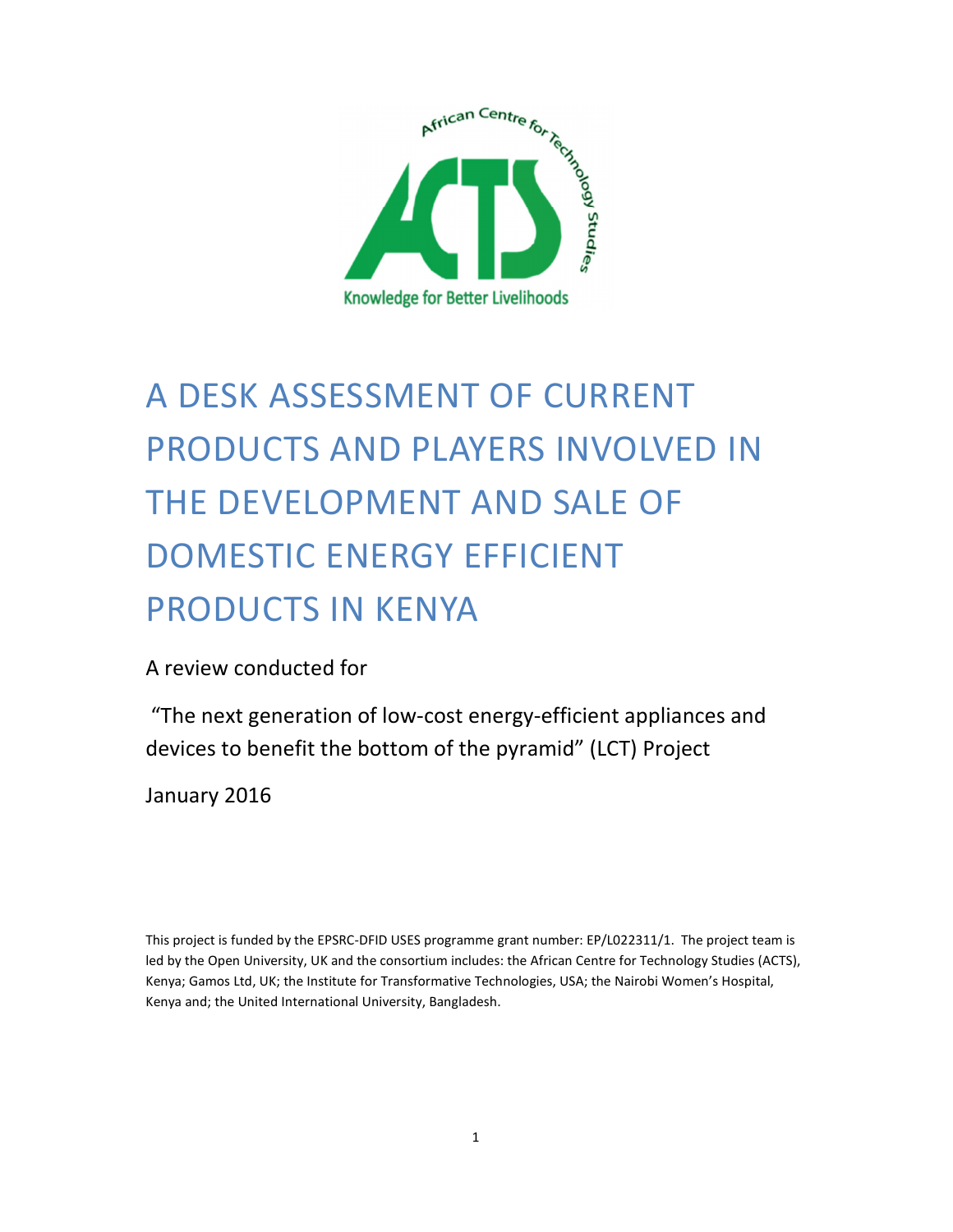African Centre for Technology Studies

ACTS

Knowledge for Better Livelihoods

# A DESK ASSESSMENT OF CURRENT PRODUCTS AND PLAYERS INVOLVED IN THE DEVELOPMENT AND SALE OF DOMESTIC ENERGY EFFICIENT PRODUCTS IN KENYA

A review conducted for

"The next generation of low-cost energy-efficient appliances and devices to benefit the bottom of the pyramid" (LCT) Project

January 2016

This project is funded by the EPSRC-DFID USES programme grant number: EP/L022311/1. The project team is led by the Open University, UK and the consortium includes: the African Centre for Technology Studies (ACTS), Kenya; Gamos Ltd, UK; the Institute for Transformative Technologies, USA; the Nairobi Women's Hospital, Kenya and; the United International University, Bangladesh.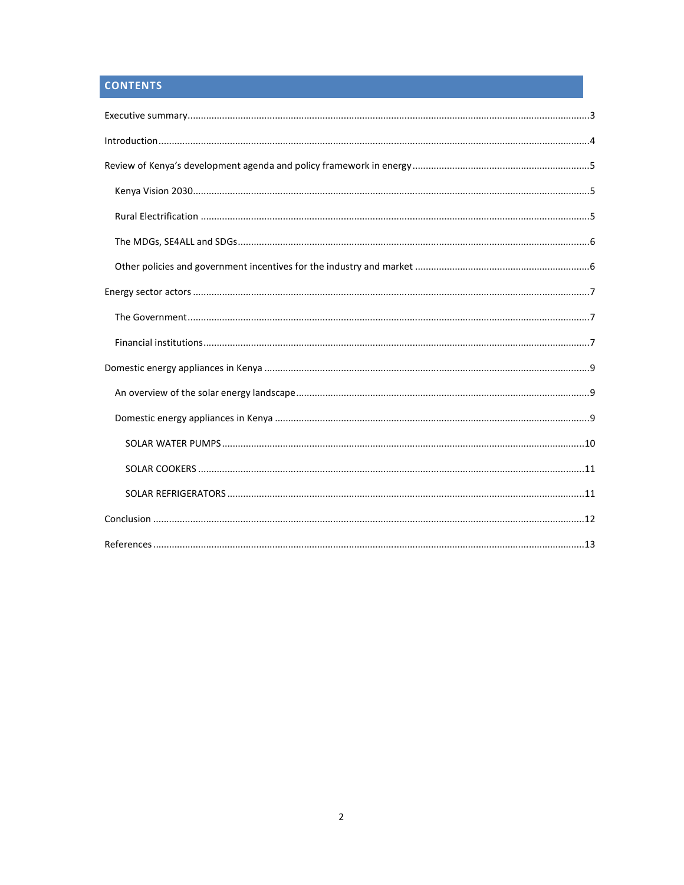## CONTENTS

Executive summary ....................................................................................................................................3

Introduction ...............................................................................................................................................4

Review of Kenya's development agenda and policy framework in energy ..................................................5

- Kenya Vision 2030....................................................................................................................................5
- Rural Electrification .................................................................................................................................5
- The MDGs, SE4ALL and SDGs....................................................................................................................6
- Other policies and government incentives for the industry and market ..................................................6

Energy sector actors ....................................................................................................................................7

- The Government.......................................................................................................................................7
- Financial institutions................................................................................................................................7

Domestic energy appliances in Kenya .........................................................................................................9

- An overview of the solar energy landscape..............................................................................................9
- Domestic energy appliances in Kenya ......................................................................................................9
  - SOLAR WATER PUMPS........................................................................................................................10
  - SOLAR COOKERS ................................................................................................................................11
  - SOLAR REFRIGERATORS ......................................................................................................................11

Conclusion .................................................................................................................................................12

References .................................................................................................................................................13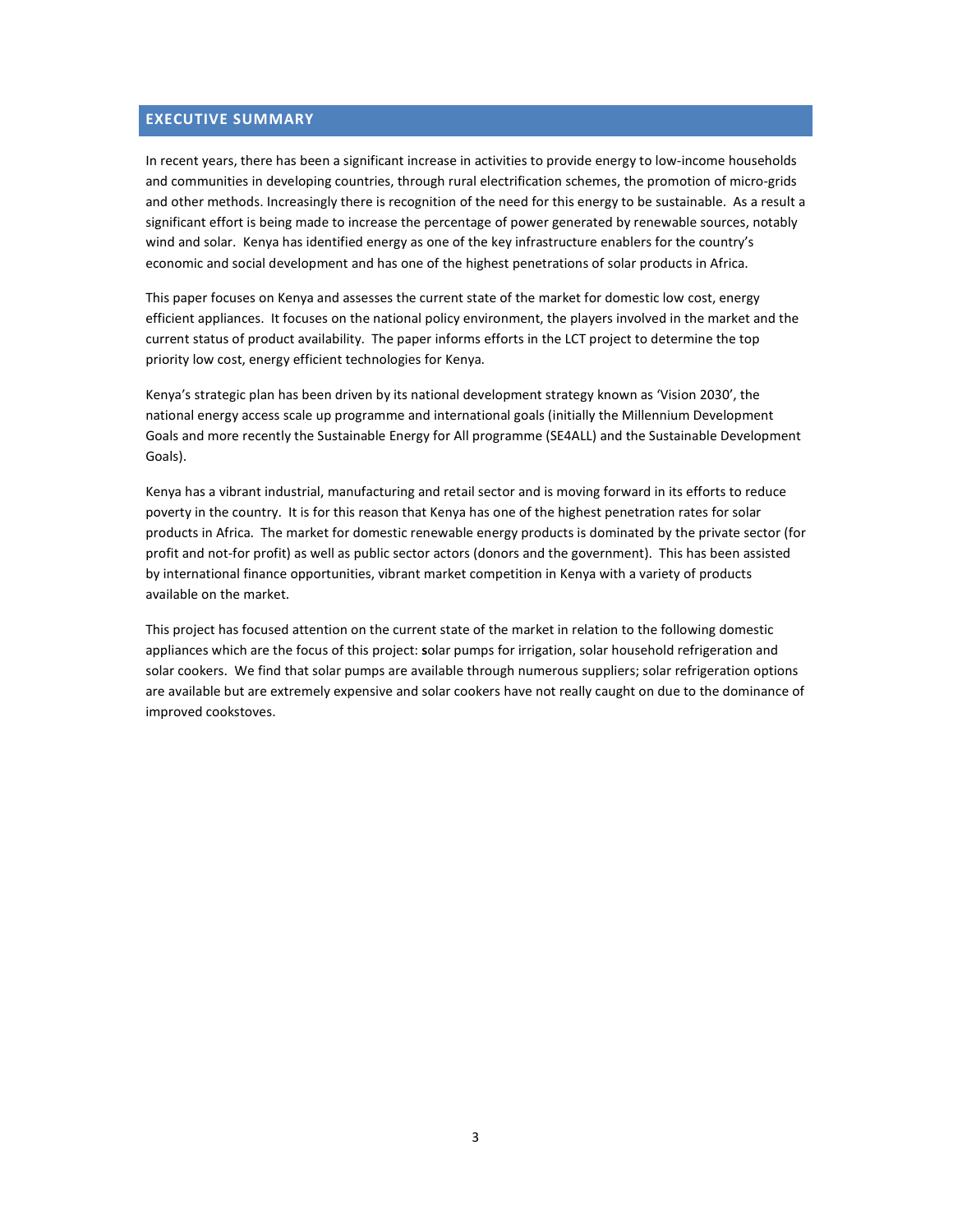## EXECUTIVE SUMMARY

In recent years, there has been a significant increase in activities to provide energy to low-income households and communities in developing countries, through rural electrification schemes, the promotion of micro-grids and other methods. Increasingly there is recognition of the need for this energy to be sustainable. As a result a significant effort is being made to increase the percentage of power generated by renewable sources, notably wind and solar. Kenya has identified energy as one of the key infrastructure enablers for the country's economic and social development and has one of the highest penetrations of solar products in Africa.

This paper focuses on Kenya and assesses the current state of the market for domestic low cost, energy efficient appliances. It focuses on the national policy environment, the players involved in the market and the current status of product availability. The paper informs efforts in the LCT project to determine the top priority low cost, energy efficient technologies for Kenya.

Kenya's strategic plan has been driven by its national development strategy known as 'Vision 2030', the national energy access scale up programme and international goals (initially the Millennium Development Goals and more recently the Sustainable Energy for All programme (SE4ALL) and the Sustainable Development Goals).

Kenya has a vibrant industrial, manufacturing and retail sector and is moving forward in its efforts to reduce poverty in the country. It is for this reason that Kenya has one of the highest penetration rates for solar products in Africa. The market for domestic renewable energy products is dominated by the private sector (for profit and not-for profit) as well as public sector actors (donors and the government). This has been assisted by international finance opportunities, vibrant market competition in Kenya with a variety of products available on the market.

This project has focused attention on the current state of the market in relation to the following domestic appliances which are the focus of this project: solar pumps for irrigation, solar household refrigeration and solar cookers. We find that solar pumps are available through numerous suppliers; solar refrigeration options are available but are extremely expensive and solar cookers have not really caught on due to the dominance of improved cookstoves.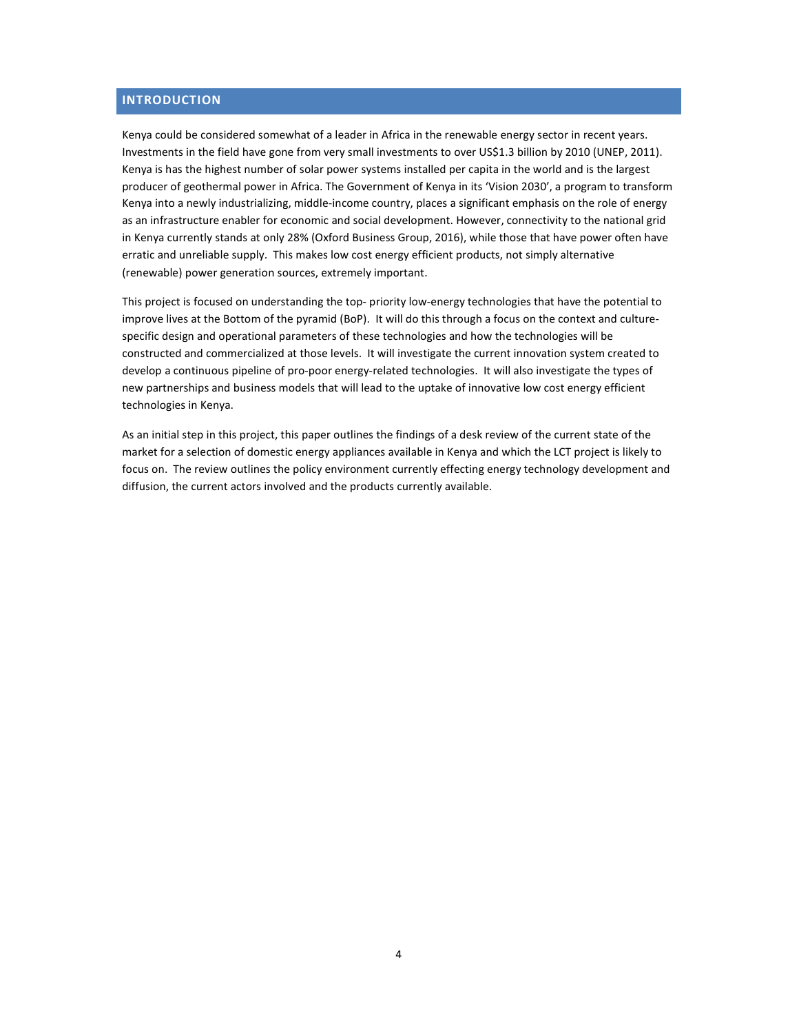# INTRODUCTION

Kenya could be considered somewhat of a leader in Africa in the renewable energy sector in recent years. Investments in the field have gone from very small investments to over US$1.3 billion by 2010 (UNEP, 2011). Kenya is has the highest number of solar power systems installed per capita in the world and is the largest producer of geothermal power in Africa. The Government of Kenya in its 'Vision 2030', a program to transform Kenya into a newly industrializing, middle-income country, places a significant emphasis on the role of energy as an infrastructure enabler for economic and social development. However, connectivity to the national grid in Kenya currently stands at only 28% (Oxford Business Group, 2016), while those that have power often have erratic and unreliable supply. This makes low cost energy efficient products, not simply alternative (renewable) power generation sources, extremely important.

This project is focused on understanding the top- priority low-energy technologies that have the potential to improve lives at the Bottom of the pyramid (BoP). It will do this through a focus on the context and culture-specific design and operational parameters of these technologies and how the technologies will be constructed and commercialized at those levels. It will investigate the current innovation system created to develop a continuous pipeline of pro-poor energy-related technologies. It will also investigate the types of new partnerships and business models that will lead to the uptake of innovative low cost energy efficient technologies in Kenya.

As an initial step in this project, this paper outlines the findings of a desk review of the current state of the market for a selection of domestic energy appliances available in Kenya and which the LCT project is likely to focus on. The review outlines the policy environment currently effecting energy technology development and diffusion, the current actors involved and the products currently available.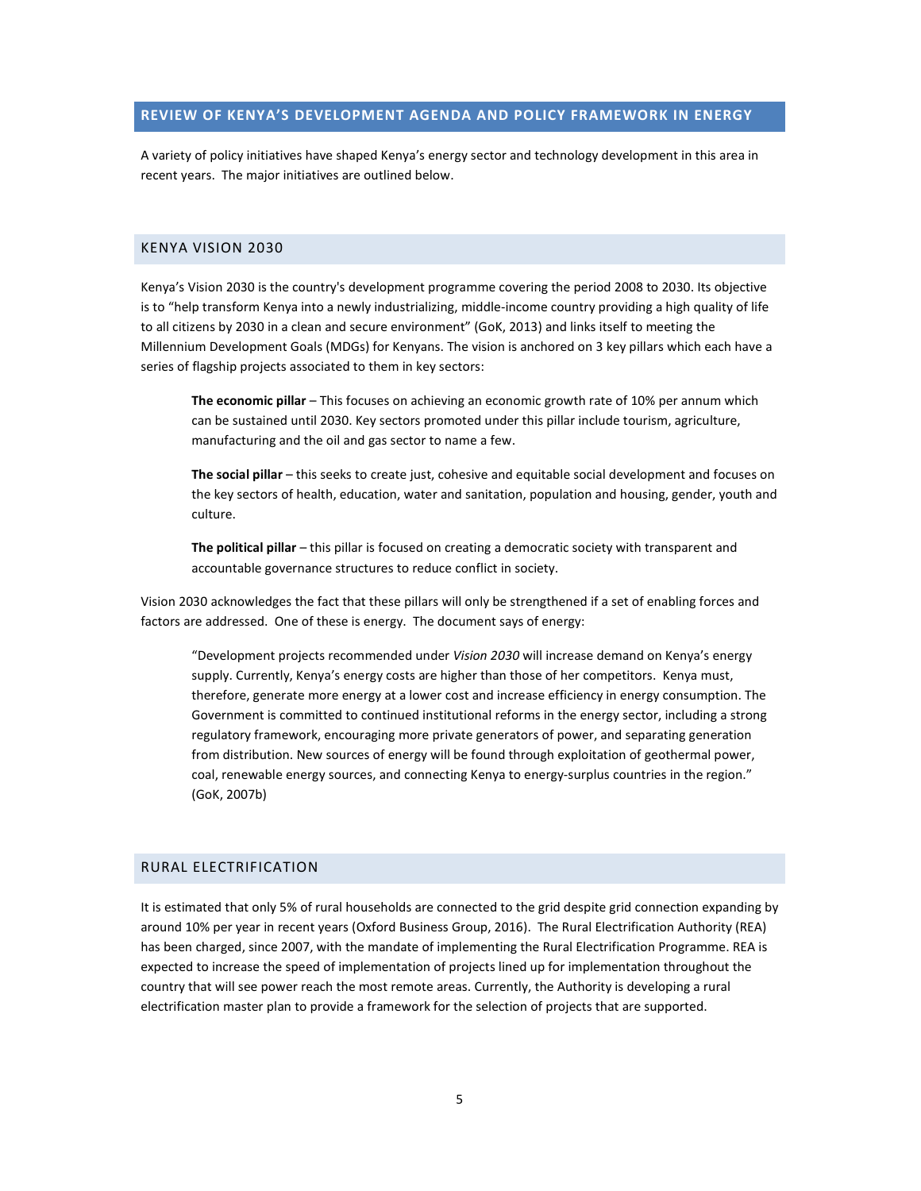## REVIEW OF KENYA'S DEVELOPMENT AGENDA AND POLICY FRAMEWORK IN ENERGY

A variety of policy initiatives have shaped Kenya's energy sector and technology development in this area in recent years. The major initiatives are outlined below.

### KENYA VISION 2030

Kenya's Vision 2030 is the country's development programme covering the period 2008 to 2030. Its objective is to "help transform Kenya into a newly industrializing, middle-income country providing a high quality of life to all citizens by 2030 in a clean and secure environment" (GoK, 2013) and links itself to meeting the Millennium Development Goals (MDGs) for Kenyans. The vision is anchored on 3 key pillars which each have a series of flagship projects associated to them in key sectors:

> **The economic pillar** – This focuses on achieving an economic growth rate of 10% per annum which can be sustained until 2030. Key sectors promoted under this pillar include tourism, agriculture, manufacturing and the oil and gas sector to name a few.
>
> **The social pillar** – this seeks to create just, cohesive and equitable social development and focuses on the key sectors of health, education, water and sanitation, population and housing, gender, youth and culture.
>
> **The political pillar** – this pillar is focused on creating a democratic society with transparent and accountable governance structures to reduce conflict in society.

Vision 2030 acknowledges the fact that these pillars will only be strengthened if a set of enabling forces and factors are addressed. One of these is energy. The document says of energy:

> "Development projects recommended under *Vision 2030* will increase demand on Kenya's energy supply. Currently, Kenya's energy costs are higher than those of her competitors. Kenya must, therefore, generate more energy at a lower cost and increase efficiency in energy consumption. The Government is committed to continued institutional reforms in the energy sector, including a strong regulatory framework, encouraging more private generators of power, and separating generation from distribution. New sources of energy will be found through exploitation of geothermal power, coal, renewable energy sources, and connecting Kenya to energy-surplus countries in the region." (GoK, 2007b)

### RURAL ELECTRIFICATION

It is estimated that only 5% of rural households are connected to the grid despite grid connection expanding by around 10% per year in recent years (Oxford Business Group, 2016). The Rural Electrification Authority (REA) has been charged, since 2007, with the mandate of implementing the Rural Electrification Programme. REA is expected to increase the speed of implementation of projects lined up for implementation throughout the country that will see power reach the most remote areas. Currently, the Authority is developing a rural electrification master plan to provide a framework for the selection of projects that are supported.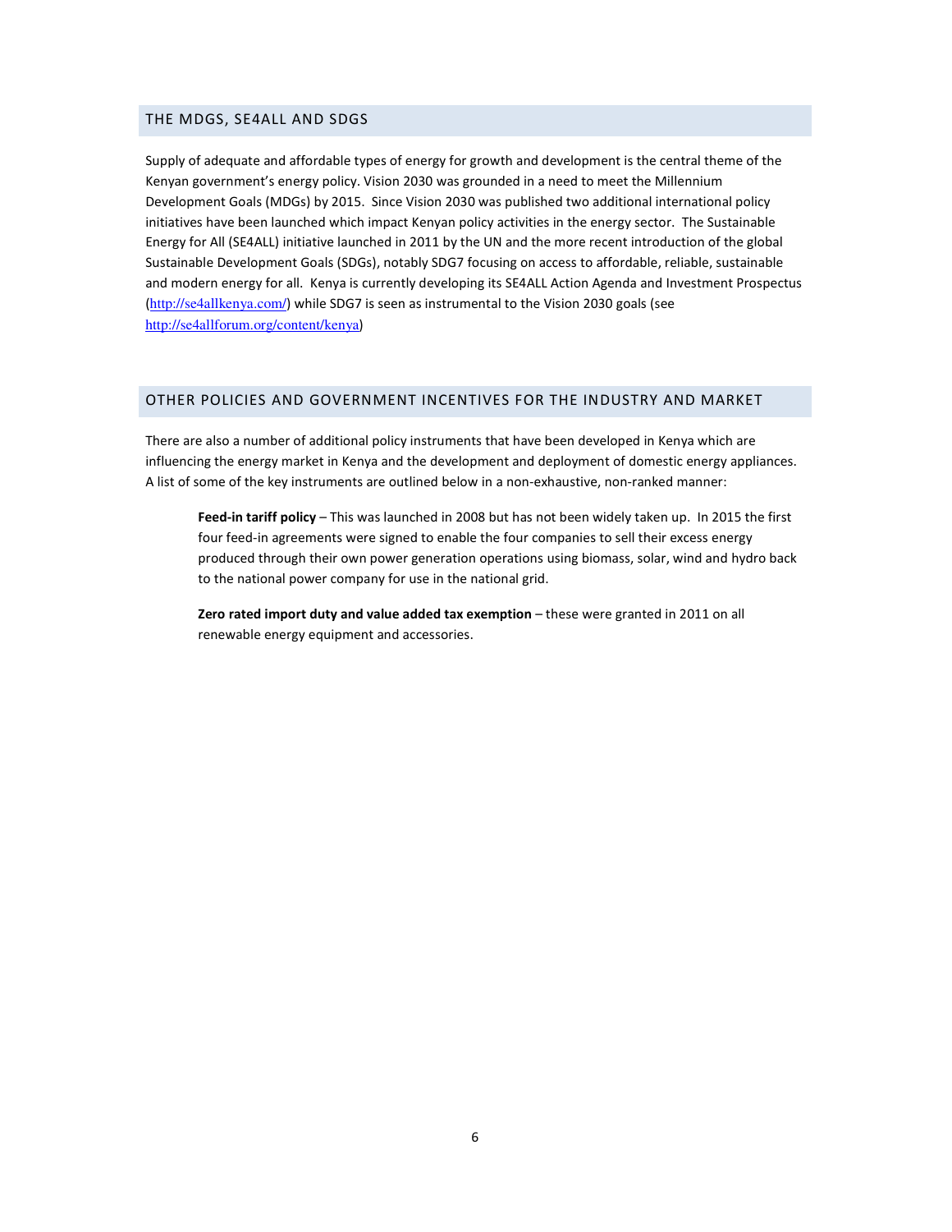## THE MDGS, SE4ALL AND SDGS

Supply of adequate and affordable types of energy for growth and development is the central theme of the Kenyan government's energy policy. Vision 2030 was grounded in a need to meet the Millennium Development Goals (MDGs) by 2015. Since Vision 2030 was published two additional international policy initiatives have been launched which impact Kenyan policy activities in the energy sector. The Sustainable Energy for All (SE4ALL) initiative launched in 2011 by the UN and the more recent introduction of the global Sustainable Development Goals (SDGs), notably SDG7 focusing on access to affordable, reliable, sustainable and modern energy for all. Kenya is currently developing its SE4ALL Action Agenda and Investment Prospectus (http://se4allkenya.com/) while SDG7 is seen as instrumental to the Vision 2030 goals (see http://se4allforum.org/content/kenya)

## OTHER POLICIES AND GOVERNMENT INCENTIVES FOR THE INDUSTRY AND MARKET

There are also a number of additional policy instruments that have been developed in Kenya which are influencing the energy market in Kenya and the development and deployment of domestic energy appliances. A list of some of the key instruments are outlined below in a non-exhaustive, non-ranked manner:

**Feed-in tariff policy** – This was launched in 2008 but has not been widely taken up. In 2015 the first four feed-in agreements were signed to enable the four companies to sell their excess energy produced through their own power generation operations using biomass, solar, wind and hydro back to the national power company for use in the national grid.

**Zero rated import duty and value added tax exemption** – these were granted in 2011 on all renewable energy equipment and accessories.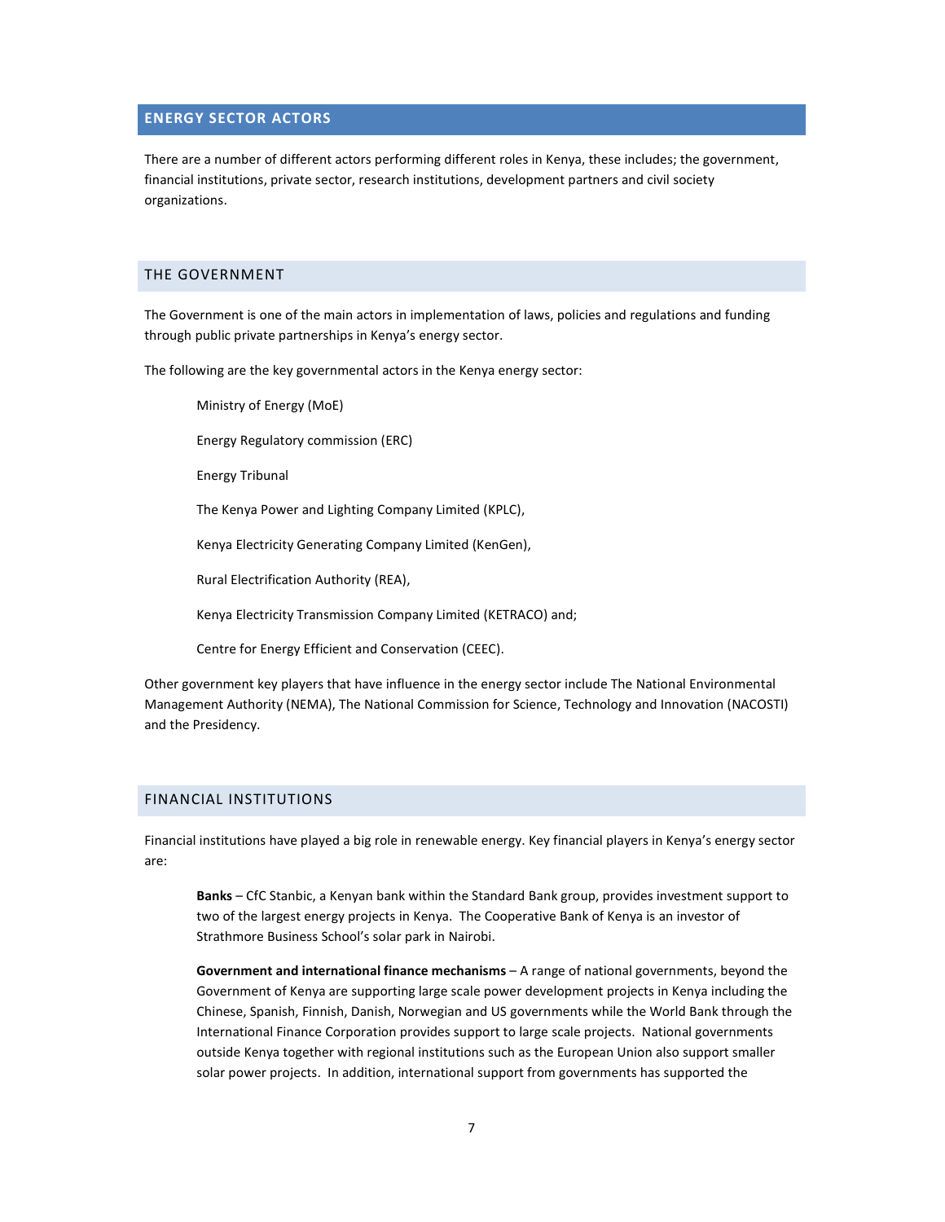## ENERGY SECTOR ACTORS

There are a number of different actors performing different roles in Kenya, these includes; the government, financial institutions, private sector, research institutions, development partners and civil society organizations.

### THE GOVERNMENT

The Government is one of the main actors in implementation of laws, policies and regulations and funding through public private partnerships in Kenya's energy sector.

The following are the key governmental actors in the Kenya energy sector:

- Ministry of Energy (MoE)
- Energy Regulatory commission (ERC)
- Energy Tribunal
- The Kenya Power and Lighting Company Limited (KPLC),
- Kenya Electricity Generating Company Limited (KenGen),
- Rural Electrification Authority (REA),
- Kenya Electricity Transmission Company Limited (KETRACO) and;
- Centre for Energy Efficient and Conservation (CEEC).

Other government key players that have influence in the energy sector include The National Environmental Management Authority (NEMA), The National Commission for Science, Technology and Innovation (NACOSTI) and the Presidency.

### FINANCIAL INSTITUTIONS

Financial institutions have played a big role in renewable energy. Key financial players in Kenya's energy sector are:

**Banks** – CfC Stanbic, a Kenyan bank within the Standard Bank group, provides investment support to two of the largest energy projects in Kenya. The Cooperative Bank of Kenya is an investor of Strathmore Business School's solar park in Nairobi.

**Government and international finance mechanisms** – A range of national governments, beyond the Government of Kenya are supporting large scale power development projects in Kenya including the Chinese, Spanish, Finnish, Danish, Norwegian and US governments while the World Bank through the International Finance Corporation provides support to large scale projects. National governments outside Kenya together with regional institutions such as the European Union also support smaller solar power projects. In addition, international support from governments has supported the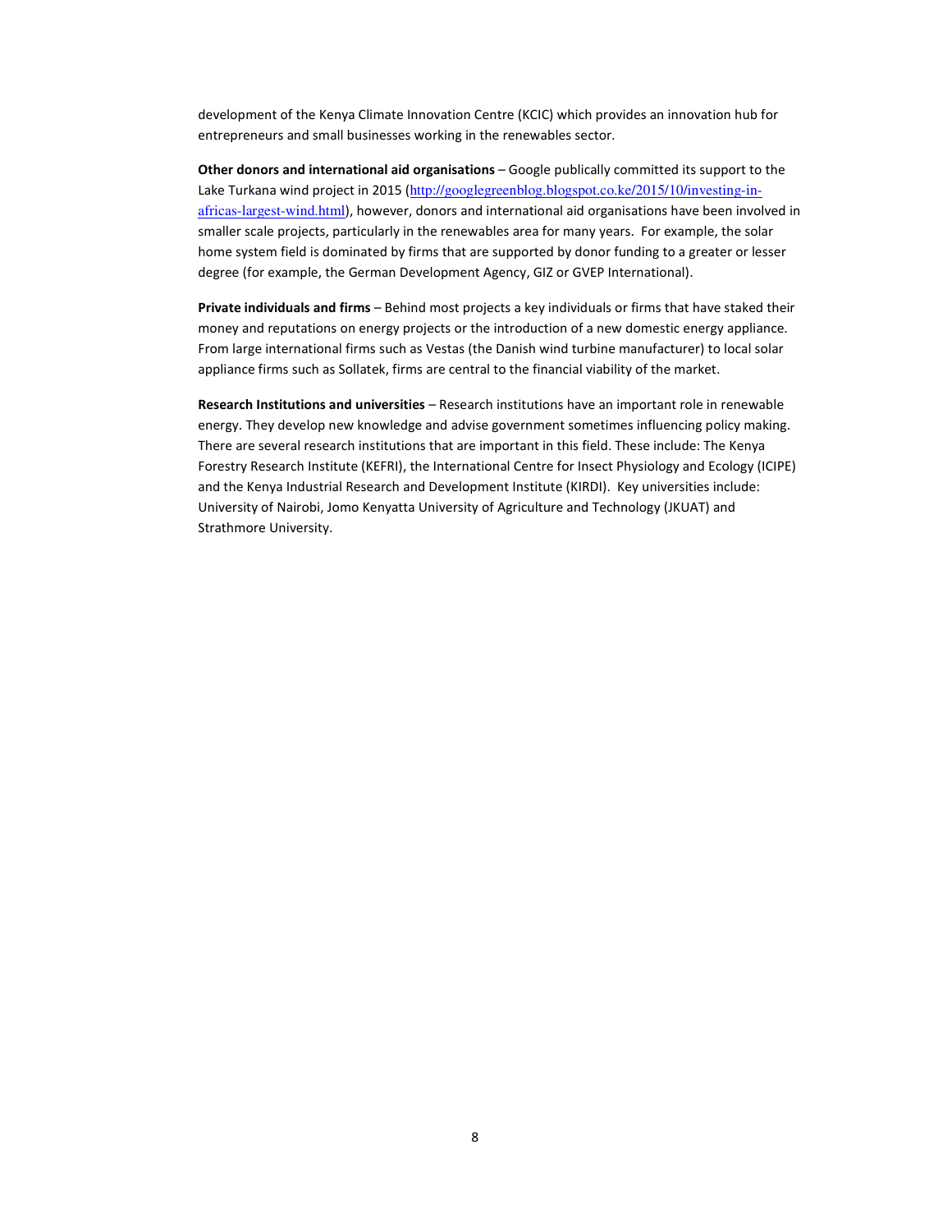development of the Kenya Climate Innovation Centre (KCIC) which provides an innovation hub for entrepreneurs and small businesses working in the renewables sector.

**Other donors and international aid organisations** – Google publically committed its support to the Lake Turkana wind project in 2015 (http://googlegreenblog.blogspot.co.ke/2015/10/investing-in-africas-largest-wind.html), however, donors and international aid organisations have been involved in smaller scale projects, particularly in the renewables area for many years. For example, the solar home system field is dominated by firms that are supported by donor funding to a greater or lesser degree (for example, the German Development Agency, GIZ or GVEP International).

**Private individuals and firms** – Behind most projects a key individuals or firms that have staked their money and reputations on energy projects or the introduction of a new domestic energy appliance. From large international firms such as Vestas (the Danish wind turbine manufacturer) to local solar appliance firms such as Sollatek, firms are central to the financial viability of the market.

**Research Institutions and universities** – Research institutions have an important role in renewable energy. They develop new knowledge and advise government sometimes influencing policy making. There are several research institutions that are important in this field. These include: The Kenya Forestry Research Institute (KEFRI), the International Centre for Insect Physiology and Ecology (ICIPE) and the Kenya Industrial Research and Development Institute (KIRDI). Key universities include: University of Nairobi, Jomo Kenyatta University of Agriculture and Technology (JKUAT) and Strathmore University.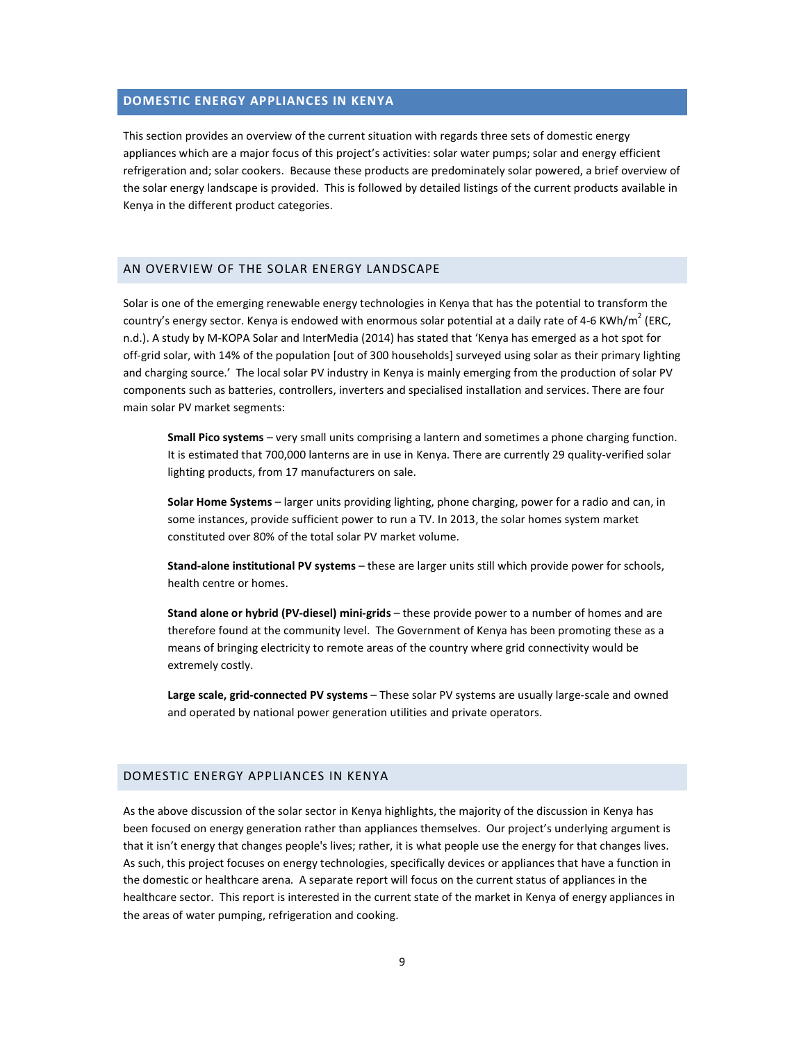## DOMESTIC ENERGY APPLIANCES IN KENYA

This section provides an overview of the current situation with regards three sets of domestic energy appliances which are a major focus of this project's activities: solar water pumps; solar and energy efficient refrigeration and; solar cookers. Because these products are predominately solar powered, a brief overview of the solar energy landscape is provided. This is followed by detailed listings of the current products available in Kenya in the different product categories.

### AN OVERVIEW OF THE SOLAR ENERGY LANDSCAPE

Solar is one of the emerging renewable energy technologies in Kenya that has the potential to transform the country's energy sector. Kenya is endowed with enormous solar potential at a daily rate of 4-6 $KWh/m^2$ (ERC, n.d.). A study by M-KOPA Solar and InterMedia (2014) has stated that 'Kenya has emerged as a hot spot for off-grid solar, with 14% of the population [out of 300 households] surveyed using solar as their primary lighting and charging source.' The local solar PV industry in Kenya is mainly emerging from the production of solar PV components such as batteries, controllers, inverters and specialised installation and services. There are four main solar PV market segments:

**Small Pico systems** – very small units comprising a lantern and sometimes a phone charging function. It is estimated that 700,000 lanterns are in use in Kenya. There are currently 29 quality-verified solar lighting products, from 17 manufacturers on sale.

**Solar Home Systems** – larger units providing lighting, phone charging, power for a radio and can, in some instances, provide sufficient power to run a TV. In 2013, the solar homes system market constituted over 80% of the total solar PV market volume.

**Stand-alone institutional PV systems** – these are larger units still which provide power for schools, health centre or homes.

**Stand alone or hybrid (PV-diesel) mini-grids** – these provide power to a number of homes and are therefore found at the community level. The Government of Kenya has been promoting these as a means of bringing electricity to remote areas of the country where grid connectivity would be extremely costly.

**Large scale, grid-connected PV systems** – These solar PV systems are usually large-scale and owned and operated by national power generation utilities and private operators.

### DOMESTIC ENERGY APPLIANCES IN KENYA

As the above discussion of the solar sector in Kenya highlights, the majority of the discussion in Kenya has been focused on energy generation rather than appliances themselves. Our project's underlying argument is that it isn't energy that changes people's lives; rather, it is what people use the energy for that changes lives. As such, this project focuses on energy technologies, specifically devices or appliances that have a function in the domestic or healthcare arena. A separate report will focus on the current status of appliances in the healthcare sector. This report is interested in the current state of the market in Kenya of energy appliances in the areas of water pumping, refrigeration and cooking.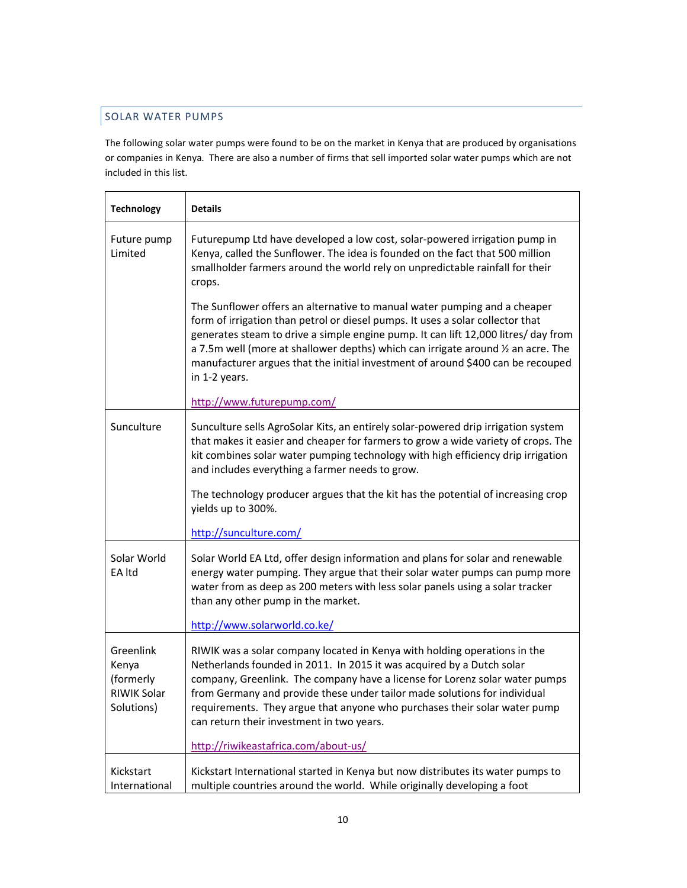## SOLAR WATER PUMPS

The following solar water pumps were found to be on the market in Kenya that are produced by organisations or companies in Kenya. There are also a number of firms that sell imported solar water pumps which are not included in this list.

| Technology | Details |
| --- | --- |
| Future pump Limited | Futurepump Ltd have developed a low cost, solar-powered irrigation pump in Kenya, called the Sunflower. The idea is founded on the fact that 500 million smallholder farmers around the world rely on unpredictable rainfall for their crops.<br><br>The Sunflower offers an alternative to manual water pumping and a cheaper form of irrigation than petrol or diesel pumps. It uses a solar collector that generates steam to drive a simple engine pump. It can lift 12,000 litres/ day from a 7.5m well (more at shallower depths) which can irrigate around ½ an acre. The manufacturer argues that the initial investment of around $400 can be recouped in 1-2 years.<br><br>http://www.futurepump.com/ |
| Sunculture | Sunculture sells AgroSolar Kits, an entirely solar-powered drip irrigation system that makes it easier and cheaper for farmers to grow a wide variety of crops. The kit combines solar water pumping technology with high efficiency drip irrigation and includes everything a farmer needs to grow.<br><br>The technology producer argues that the kit has the potential of increasing crop yields up to 300%.<br><br>http://sunculture.com/ |
| Solar World EA ltd | Solar World EA Ltd, offer design information and plans for solar and renewable energy water pumping. They argue that their solar water pumps can pump more water from as deep as 200 meters with less solar panels using a solar tracker than any other pump in the market.<br><br>http://www.solarworld.co.ke/ |
| Greenlink Kenya (formerly RIWIK Solar Solutions) | RIWIK was a solar company located in Kenya with holding operations in the Netherlands founded in 2011. In 2015 it was acquired by a Dutch solar company, Greenlink. The company have a license for Lorenz solar water pumps from Germany and provide these under tailor made solutions for individual requirements. They argue that anyone who purchases their solar water pump can return their investment in two years.<br><br>http://riwikeastafrica.com/about-us/ |
| Kickstart International | Kickstart International started in Kenya but now distributes its water pumps to multiple countries around the world. While originally developing a foot |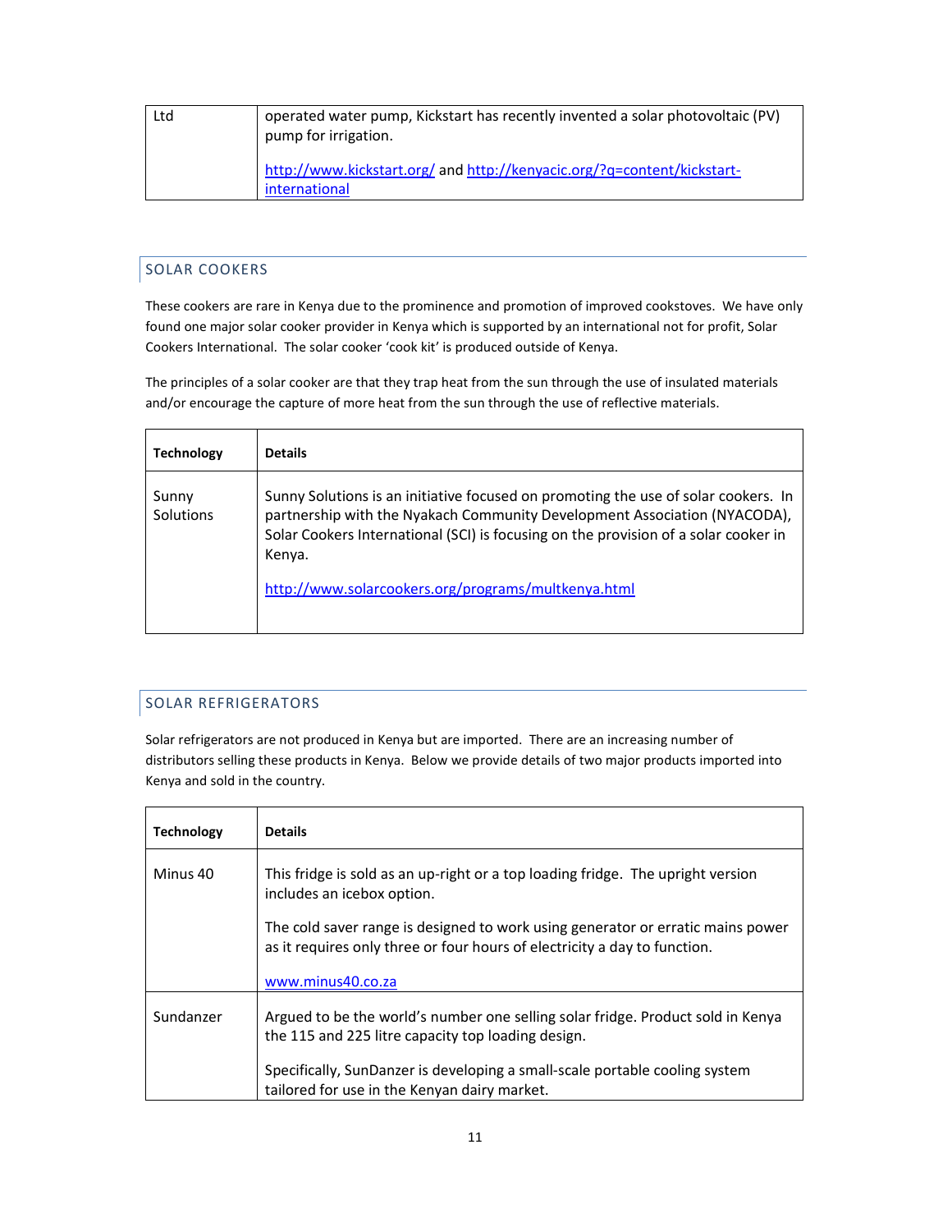| Ltd | operated water pump, Kickstart has recently invented a solar photovoltaic (PV) pump for irrigation.<br><br>http://www.kickstart.org/ and http://kenyacic.org/?q=content/kickstart-international |
|---|---|

## SOLAR COOKERS

These cookers are rare in Kenya due to the prominence and promotion of improved cookstoves. We have only found one major solar cooker provider in Kenya which is supported by an international not for profit, Solar Cookers International. The solar cooker 'cook kit' is produced outside of Kenya.

The principles of a solar cooker are that they trap heat from the sun through the use of insulated materials and/or encourage the capture of more heat from the sun through the use of reflective materials.

| **Technology** | **Details** |
|---|---|
| Sunny Solutions | Sunny Solutions is an initiative focused on promoting the use of solar cookers. In partnership with the Nyakach Community Development Association (NYACODA), Solar Cookers International (SCI) is focusing on the provision of a solar cooker in Kenya.<br><br>http://www.solarcookers.org/programs/multkenya.html |

## SOLAR REFRIGERATORS

Solar refrigerators are not produced in Kenya but are imported. There are an increasing number of distributors selling these products in Kenya. Below we provide details of two major products imported into Kenya and sold in the country.

| **Technology** | **Details** |
|---|---|
| Minus 40 | This fridge is sold as an up-right or a top loading fridge. The upright version includes an icebox option.<br><br>The cold saver range is designed to work using generator or erratic mains power as it requires only three or four hours of electricity a day to function.<br><br>www.minus40.co.za |
| Sundanzer | Argued to be the world's number one selling solar fridge. Product sold in Kenya the 115 and 225 litre capacity top loading design.<br><br>Specifically, SunDanzer is developing a small-scale portable cooling system tailored for use in the Kenyan dairy market. |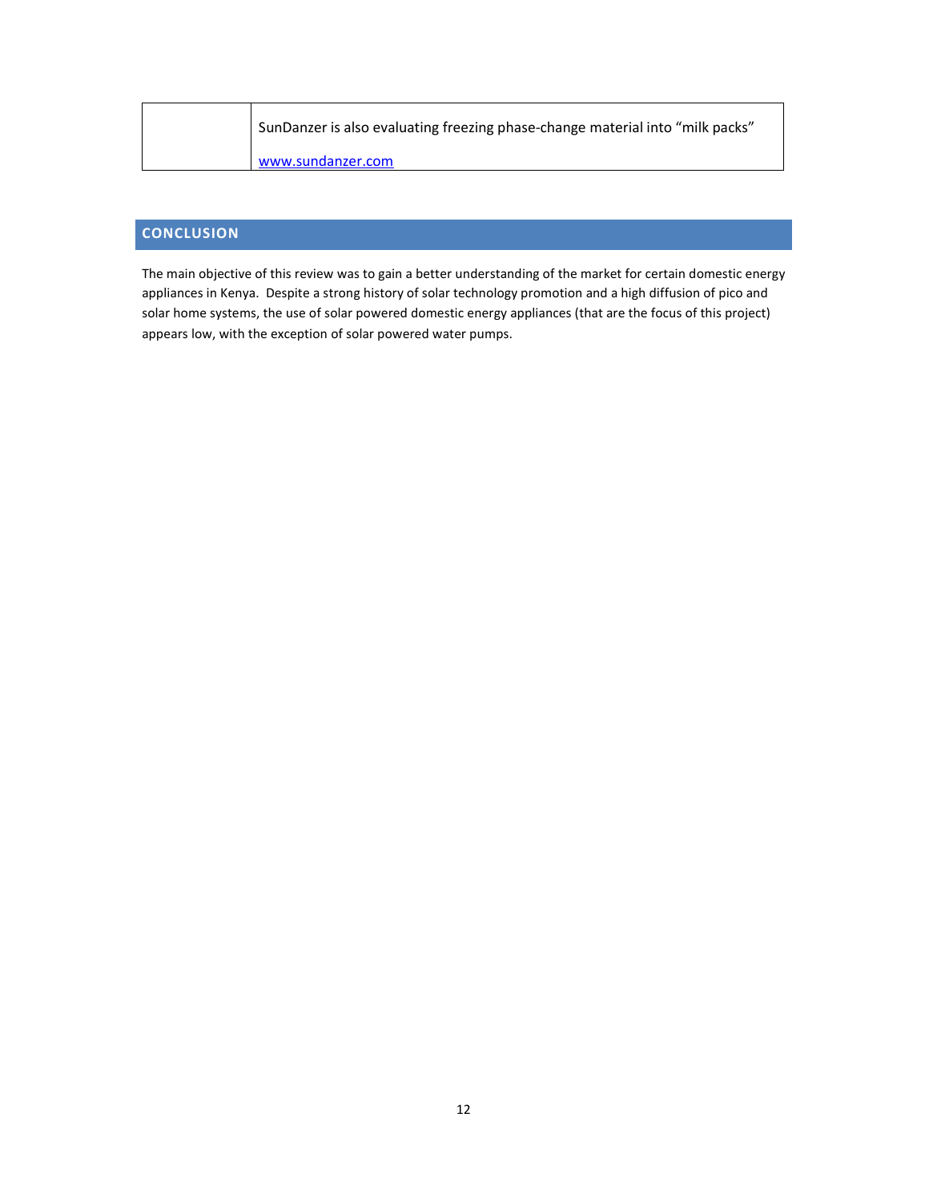| | |
|---|---|
| | SunDanzer is also evaluating freezing phase-change material into “milk packs”<br><br>www.sundanzer.com |

## CONCLUSION

The main objective of this review was to gain a better understanding of the market for certain domestic energy appliances in Kenya. Despite a strong history of solar technology promotion and a high diffusion of pico and solar home systems, the use of solar powered domestic energy appliances (that are the focus of this project) appears low, with the exception of solar powered water pumps.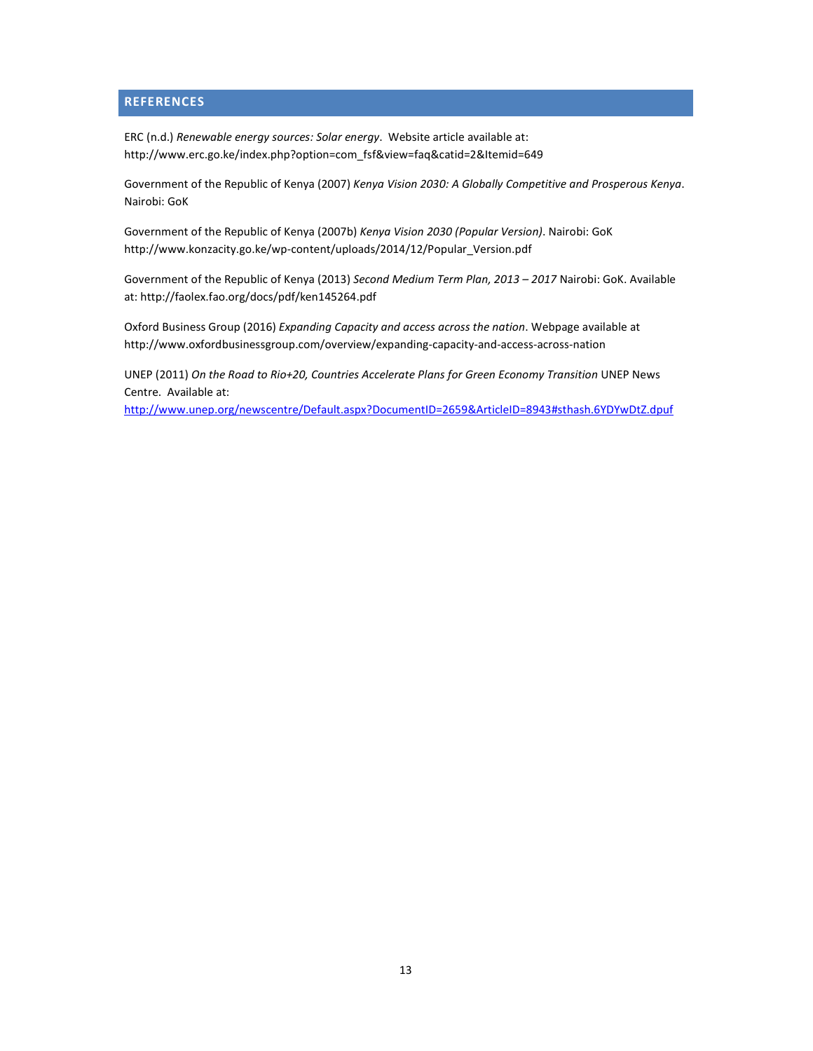## REFERENCES

ERC (n.d.) *Renewable energy sources: Solar energy*. Website article available at: http://www.erc.go.ke/index.php?option=com_fsf&view=faq&catid=2&Itemid=649

Government of the Republic of Kenya (2007) *Kenya Vision 2030: A Globally Competitive and Prosperous Kenya*. Nairobi: GoK

Government of the Republic of Kenya (2007b) *Kenya Vision 2030 (Popular Version)*. Nairobi: GoK http://www.konzacity.go.ke/wp-content/uploads/2014/12/Popular_Version.pdf

Government of the Republic of Kenya (2013) *Second Medium Term Plan, 2013 – 2017* Nairobi: GoK. Available at: http://faolex.fao.org/docs/pdf/ken145264.pdf

Oxford Business Group (2016) *Expanding Capacity and access across the nation*. Webpage available at http://www.oxfordbusinessgroup.com/overview/expanding-capacity-and-access-across-nation

UNEP (2011) *On the Road to Rio+20, Countries Accelerate Plans for Green Economy Transition* UNEP News Centre. Available at: http://www.unep.org/newscentre/Default.aspx?DocumentID=2659&ArticleID=8943#sthash.6YDYwDtZ.dpuf